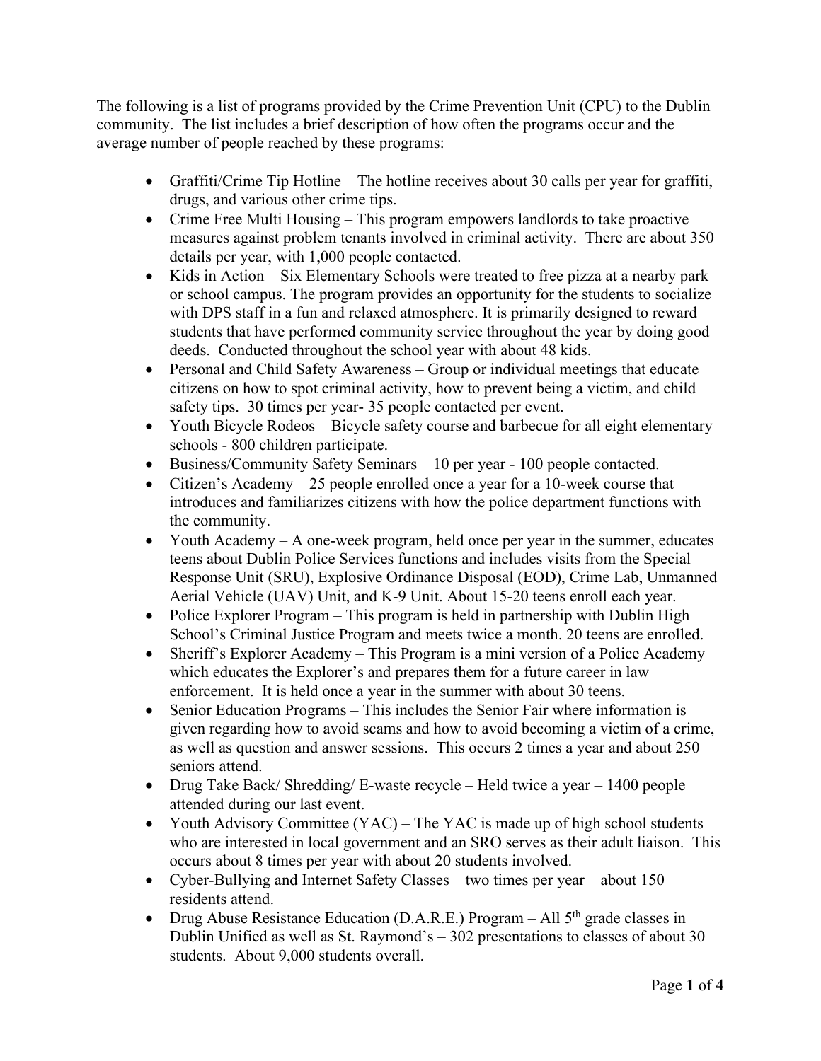The following is a list of programs provided by the Crime Prevention Unit (CPU) to the Dublin community. The list includes a brief description of how often the programs occur and the average number of people reached by these programs:

- Graffiti/Crime Tip Hotline – The hotline receives about 30 calls per year for graffiti, drugs, and various other crime tips.
- Crime Free Multi Housing – This program empowers landlords to take proactive measures against problem tenants involved in criminal activity. There are about 350 details per year, with 1,000 people contacted.
- Kids in Action – Six Elementary Schools were treated to free pizza at a nearby park or school campus. The program provides an opportunity for the students to socialize with DPS staff in a fun and relaxed atmosphere. It is primarily designed to reward students that have performed community service throughout the year by doing good deeds. Conducted throughout the school year with about 48 kids.
- Personal and Child Safety Awareness – Group or individual meetings that educate citizens on how to spot criminal activity, how to prevent being a victim, and child safety tips. 30 times per year- 35 people contacted per event.
- Youth Bicycle Rodeos – Bicycle safety course and barbecue for all eight elementary schools - 800 children participate.
- Business/Community Safety Seminars – 10 per year - 100 people contacted.
- Citizen's Academy – 25 people enrolled once a year for a 10-week course that introduces and familiarizes citizens with how the police department functions with the community.
- Youth Academy – A one-week program, held once per year in the summer, educates teens about Dublin Police Services functions and includes visits from the Special Response Unit (SRU), Explosive Ordinance Disposal (EOD), Crime Lab, Unmanned Aerial Vehicle (UAV) Unit, and K-9 Unit. About 15-20 teens enroll each year.
- Police Explorer Program – This program is held in partnership with Dublin High School's Criminal Justice Program and meets twice a month. 20 teens are enrolled.
- Sheriff's Explorer Academy – This Program is a mini version of a Police Academy which educates the Explorer's and prepares them for a future career in law enforcement. It is held once a year in the summer with about 30 teens.
- Senior Education Programs – This includes the Senior Fair where information is given regarding how to avoid scams and how to avoid becoming a victim of a crime, as well as question and answer sessions. This occurs 2 times a year and about 250 seniors attend.
- Drug Take Back/ Shredding/ E-waste recycle – Held twice a year – 1400 people attended during our last event.
- Youth Advisory Committee (YAC) – The YAC is made up of high school students who are interested in local government and an SRO serves as their adult liaison. This occurs about 8 times per year with about 20 students involved.
- Cyber-Bullying and Internet Safety Classes – two times per year – about 150 residents attend.
- Drug Abuse Resistance Education (D.A.R.E.) Program – All 5th grade classes in Dublin Unified as well as St. Raymond's – 302 presentations to classes of about 30 students. About 9,000 students overall.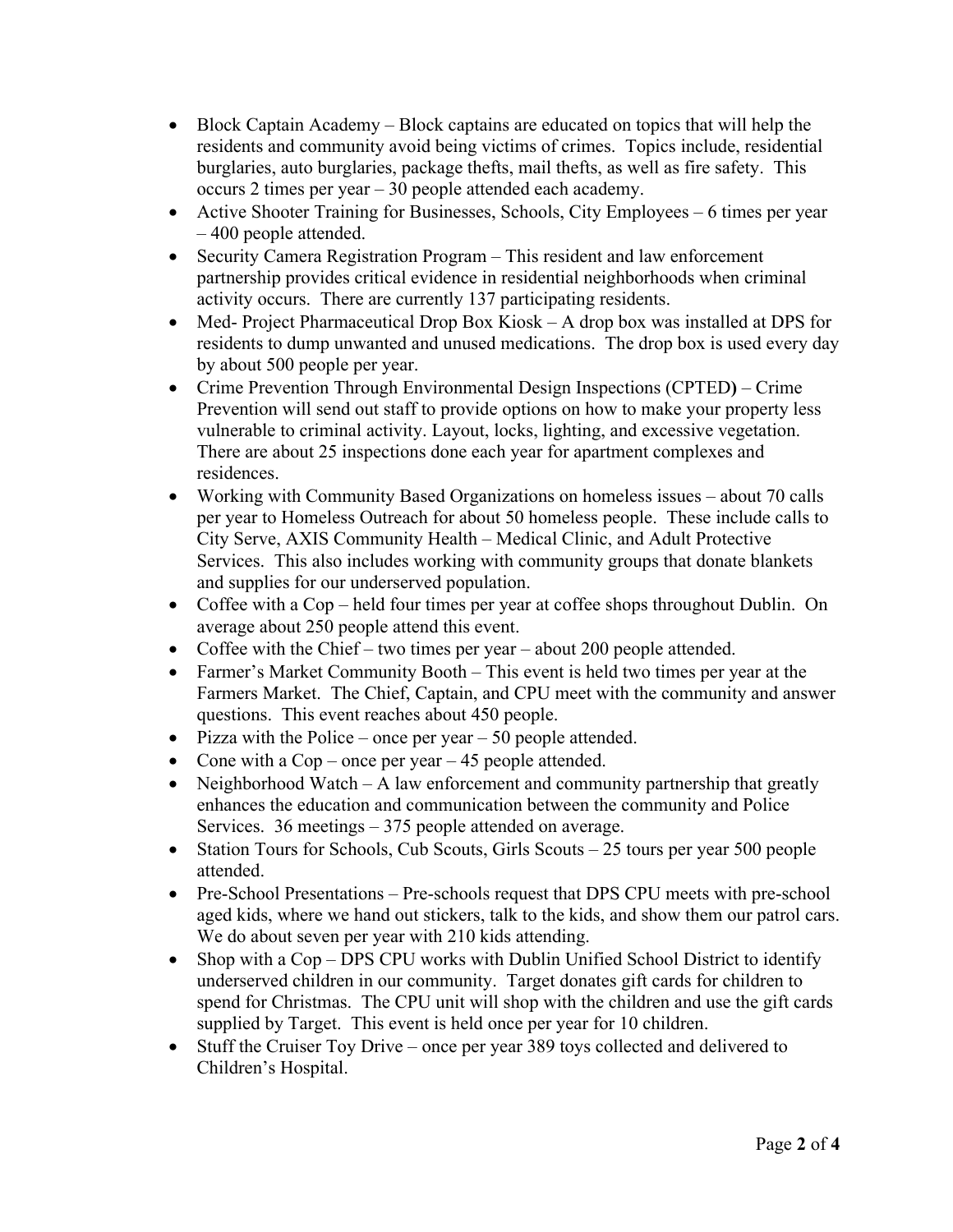- Block Captain Academy – Block captains are educated on topics that will help the residents and community avoid being victims of crimes. Topics include, residential burglaries, auto burglaries, package thefts, mail thefts, as well as fire safety. This occurs 2 times per year – 30 people attended each academy.
- Active Shooter Training for Businesses, Schools, City Employees – 6 times per year – 400 people attended.
- Security Camera Registration Program – This resident and law enforcement partnership provides critical evidence in residential neighborhoods when criminal activity occurs. There are currently 137 participating residents.
- Med- Project Pharmaceutical Drop Box Kiosk – A drop box was installed at DPS for residents to dump unwanted and unused medications. The drop box is used every day by about 500 people per year.
- Crime Prevention Through Environmental Design Inspections (CPTED**)** – Crime Prevention will send out staff to provide options on how to make your property less vulnerable to criminal activity. Layout, locks, lighting, and excessive vegetation. There are about 25 inspections done each year for apartment complexes and residences.
- Working with Community Based Organizations on homeless issues – about 70 calls per year to Homeless Outreach for about 50 homeless people. These include calls to City Serve, AXIS Community Health – Medical Clinic, and Adult Protective Services. This also includes working with community groups that donate blankets and supplies for our underserved population.
- Coffee with a Cop – held four times per year at coffee shops throughout Dublin. On average about 250 people attend this event.
- Coffee with the Chief – two times per year – about 200 people attended.
- Farmer's Market Community Booth – This event is held two times per year at the Farmers Market. The Chief, Captain, and CPU meet with the community and answer questions. This event reaches about 450 people.
- Pizza with the Police – once per year – 50 people attended.
- Cone with a Cop – once per year – 45 people attended.
- Neighborhood Watch – A law enforcement and community partnership that greatly enhances the education and communication between the community and Police Services. 36 meetings – 375 people attended on average.
- Station Tours for Schools, Cub Scouts, Girls Scouts – 25 tours per year 500 people attended.
- Pre-School Presentations – Pre-schools request that DPS CPU meets with pre-school aged kids, where we hand out stickers, talk to the kids, and show them our patrol cars. We do about seven per year with 210 kids attending.
- Shop with a Cop – DPS CPU works with Dublin Unified School District to identify underserved children in our community. Target donates gift cards for children to spend for Christmas. The CPU unit will shop with the children and use the gift cards supplied by Target. This event is held once per year for 10 children.
- Stuff the Cruiser Toy Drive – once per year 389 toys collected and delivered to Children's Hospital.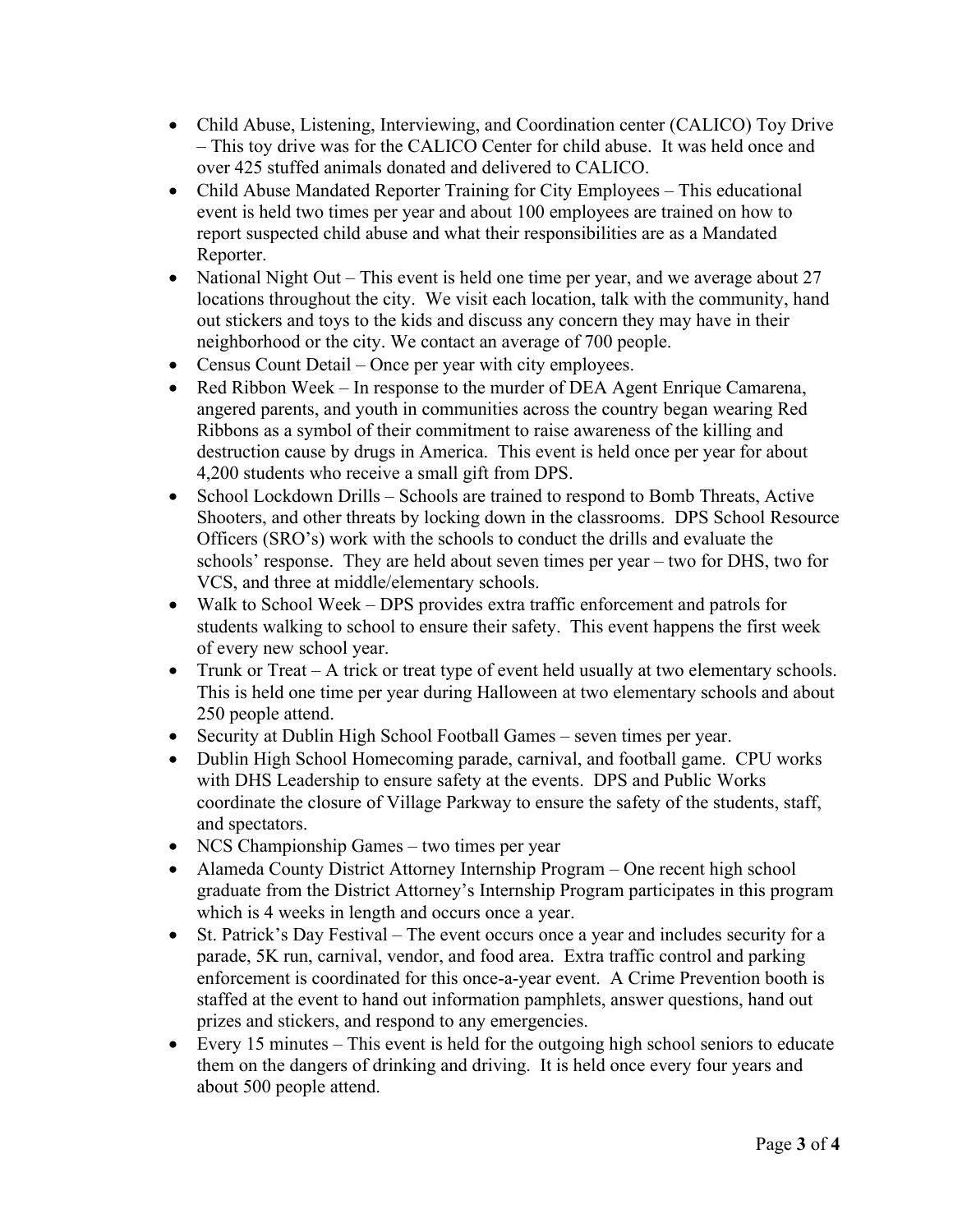- Child Abuse, Listening, Interviewing, and Coordination center (CALICO) Toy Drive – This toy drive was for the CALICO Center for child abuse. It was held once and over 425 stuffed animals donated and delivered to CALICO.
- Child Abuse Mandated Reporter Training for City Employees – This educational event is held two times per year and about 100 employees are trained on how to report suspected child abuse and what their responsibilities are as a Mandated Reporter.
- National Night Out – This event is held one time per year, and we average about 27 locations throughout the city. We visit each location, talk with the community, hand out stickers and toys to the kids and discuss any concern they may have in their neighborhood or the city. We contact an average of 700 people.
- Census Count Detail – Once per year with city employees.
- Red Ribbon Week – In response to the murder of DEA Agent Enrique Camarena, angered parents, and youth in communities across the country began wearing Red Ribbons as a symbol of their commitment to raise awareness of the killing and destruction cause by drugs in America. This event is held once per year for about 4,200 students who receive a small gift from DPS.
- School Lockdown Drills – Schools are trained to respond to Bomb Threats, Active Shooters, and other threats by locking down in the classrooms. DPS School Resource Officers (SRO's) work with the schools to conduct the drills and evaluate the schools' response. They are held about seven times per year – two for DHS, two for VCS, and three at middle/elementary schools.
- Walk to School Week – DPS provides extra traffic enforcement and patrols for students walking to school to ensure their safety. This event happens the first week of every new school year.
- Trunk or Treat – A trick or treat type of event held usually at two elementary schools. This is held one time per year during Halloween at two elementary schools and about 250 people attend.
- Security at Dublin High School Football Games – seven times per year.
- Dublin High School Homecoming parade, carnival, and football game. CPU works with DHS Leadership to ensure safety at the events. DPS and Public Works coordinate the closure of Village Parkway to ensure the safety of the students, staff, and spectators.
- NCS Championship Games – two times per year
- Alameda County District Attorney Internship Program – One recent high school graduate from the District Attorney's Internship Program participates in this program which is 4 weeks in length and occurs once a year.
- St. Patrick's Day Festival – The event occurs once a year and includes security for a parade, 5K run, carnival, vendor, and food area. Extra traffic control and parking enforcement is coordinated for this once-a-year event. A Crime Prevention booth is staffed at the event to hand out information pamphlets, answer questions, hand out prizes and stickers, and respond to any emergencies.
- Every 15 minutes – This event is held for the outgoing high school seniors to educate them on the dangers of drinking and driving. It is held once every four years and about 500 people attend.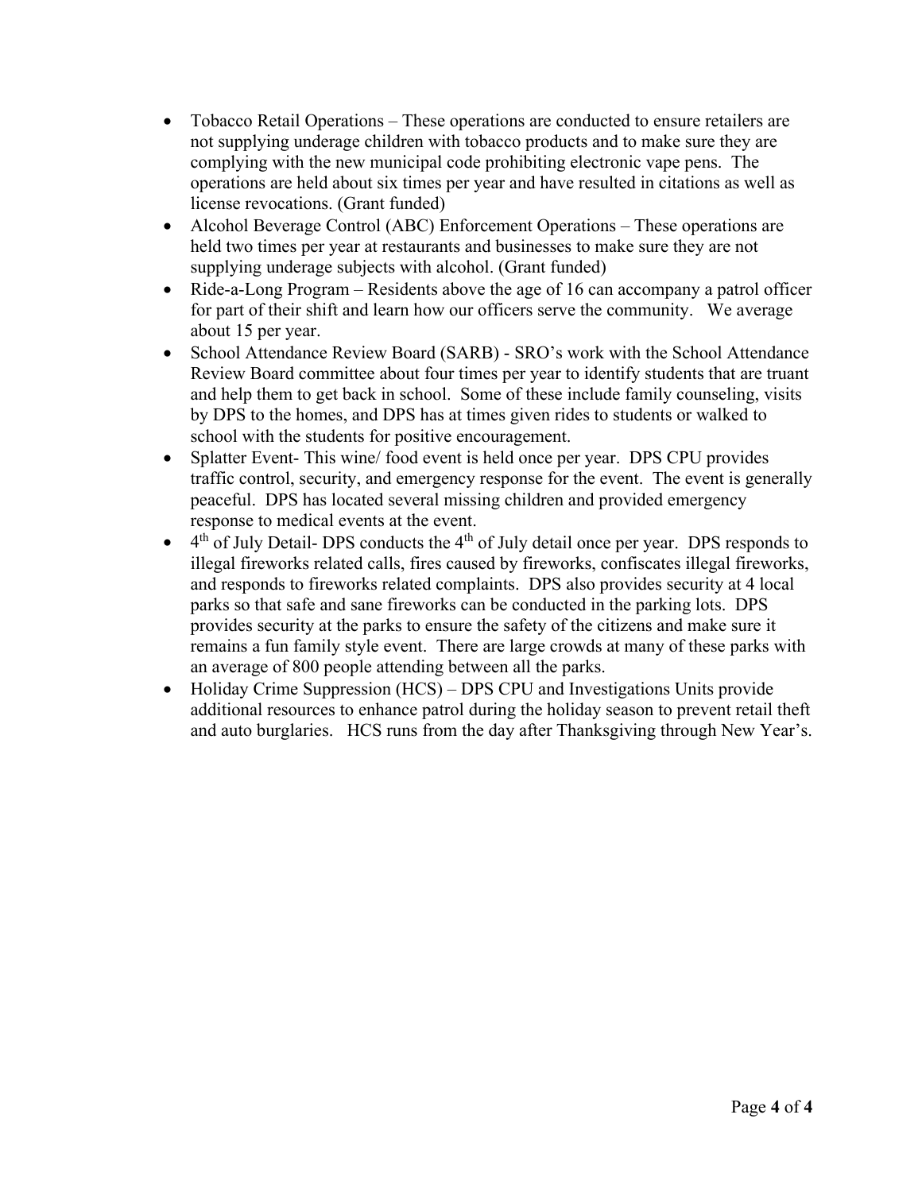- Tobacco Retail Operations – These operations are conducted to ensure retailers are not supplying underage children with tobacco products and to make sure they are complying with the new municipal code prohibiting electronic vape pens. The operations are held about six times per year and have resulted in citations as well as license revocations. (Grant funded)
- Alcohol Beverage Control (ABC) Enforcement Operations – These operations are held two times per year at restaurants and businesses to make sure they are not supplying underage subjects with alcohol. (Grant funded)
- Ride-a-Long Program – Residents above the age of 16 can accompany a patrol officer for part of their shift and learn how our officers serve the community. We average about 15 per year.
- School Attendance Review Board (SARB) - SRO's work with the School Attendance Review Board committee about four times per year to identify students that are truant and help them to get back in school. Some of these include family counseling, visits by DPS to the homes, and DPS has at times given rides to students or walked to school with the students for positive encouragement.
- Splatter Event- This wine/ food event is held once per year. DPS CPU provides traffic control, security, and emergency response for the event. The event is generally peaceful. DPS has located several missing children and provided emergency response to medical events at the event.
- 4th of July Detail- DPS conducts the 4th of July detail once per year. DPS responds to illegal fireworks related calls, fires caused by fireworks, confiscates illegal fireworks, and responds to fireworks related complaints. DPS also provides security at 4 local parks so that safe and sane fireworks can be conducted in the parking lots. DPS provides security at the parks to ensure the safety of the citizens and make sure it remains a fun family style event. There are large crowds at many of these parks with an average of 800 people attending between all the parks.
- Holiday Crime Suppression (HCS) – DPS CPU and Investigations Units provide additional resources to enhance patrol during the holiday season to prevent retail theft and auto burglaries. HCS runs from the day after Thanksgiving through New Year's.